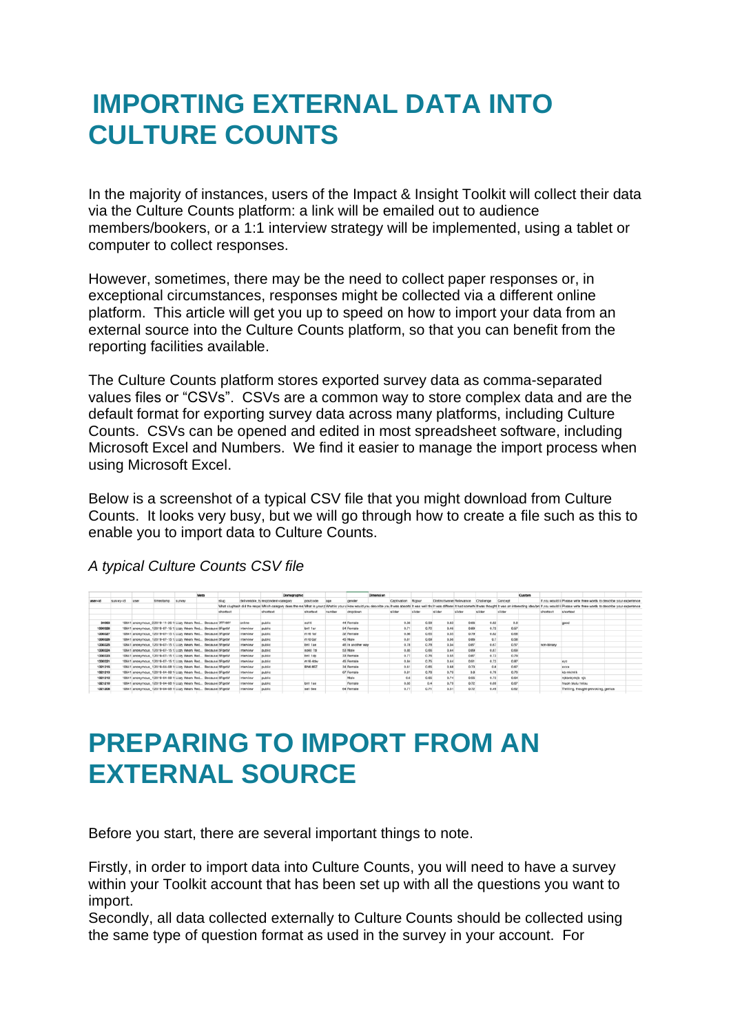# IMPORTING EXTERNAL DATA INTO CULTURE COUNTS

In the majority of instances, users of the Impact & Insight Toolkit will collect their data via the Culture Counts platform: a link will be emailed out to audience members/bookers, or a 1:1 interview strategy will be implemented, using a tablet or computer to collect responses.

However, sometimes, there may be the need to collect paper responses or, in exceptional circumstances, responses might be collected via a different online platform. This article will get you up to speed on how to import your data from an external source into the Culture Counts platform, so that you can benefit from the reporting facilities available.

The Culture Counts platform stores exported survey data as comma-separated values files or "CSVs". CSVs are a common way to store complex data and are the default format for exporting survey data across many platforms, including Culture Counts. CSVs can be opened and edited in most spreadsheet software, including Microsoft Excel and Numbers. We find it easier to manage the import process when using Microsoft Excel.

Below is a screenshot of a typical CSV file that you might download from Culture Counts. It looks very busy, but we will go through how to create a file such as this to enable you to import data to Culture Counts.

*A typical Culture Counts CSV file*

# PREPARING TO IMPORT FROM AN EXTERNAL SOURCE

Before you start, there are several important things to note.

Firstly, in order to import data into Culture Counts, you will need to have a survey within your Toolkit account that has been set up with all the questions you want to import.
Secondly, all data collected externally to Culture Counts should be collected using the same type of question format as used in the survey in your account. For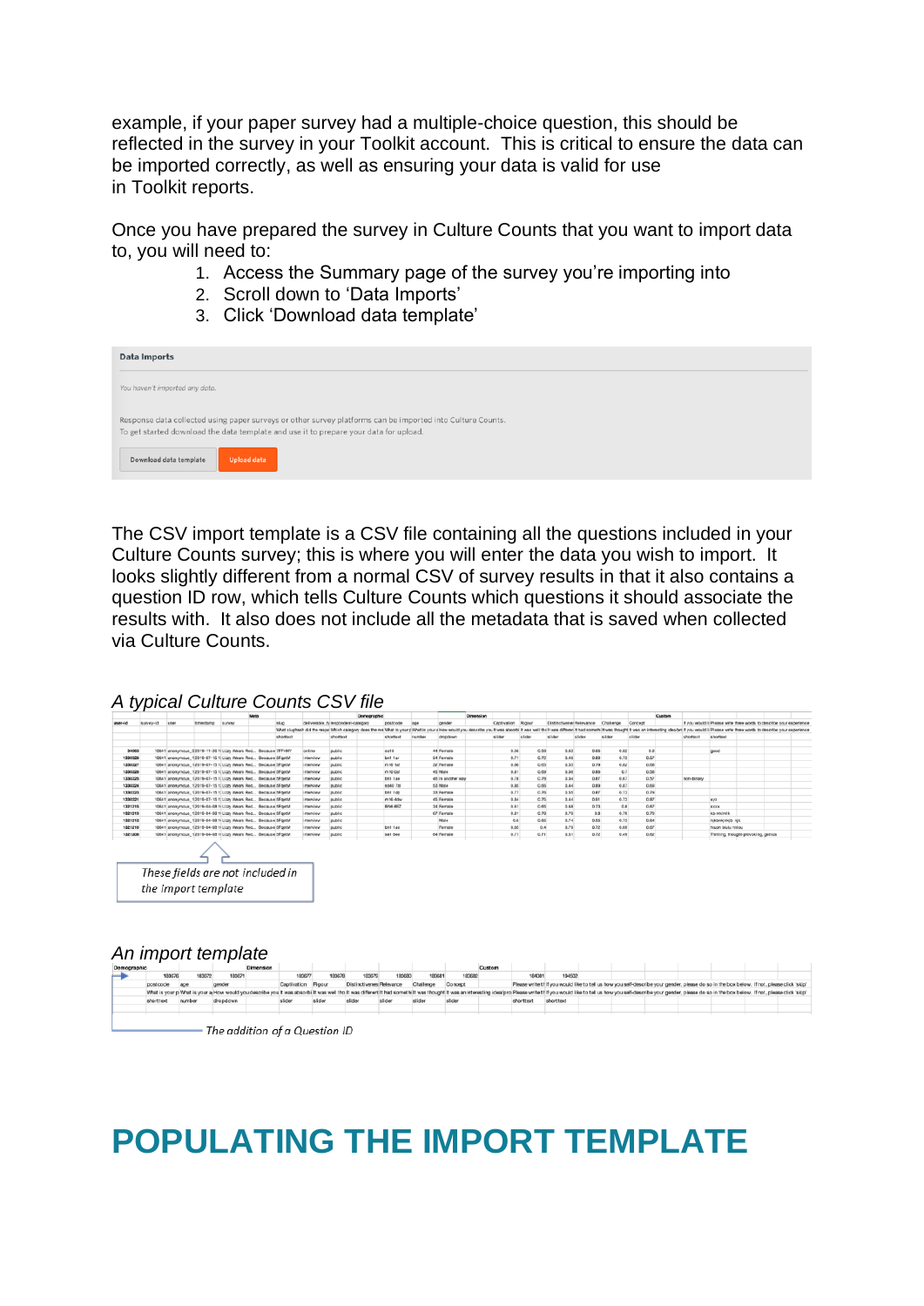example, if your paper survey had a multiple-choice question, this should be reflected in the survey in your Toolkit account. This is critical to ensure the data can be imported correctly, as well as ensuring your data is valid for use in Toolkit reports.

Once you have prepared the survey in Culture Counts that you want to import data to, you will need to:

1. Access the Summary page of the survey you're importing into
2. Scroll down to 'Data Imports'
3. Click 'Download data template'

**Data Imports**

*You haven't imported any data.*

Response data collected using paper surveys or other survey platforms can be imported into Culture Counts. To get started download the data template and use it to prepare your data for upload.

Download data template | Upload data

The CSV import template is a CSV file containing all the questions included in your Culture Counts survey; this is where you will enter the data you wish to import. It looks slightly different from a normal CSV of survey results in that it also contains a question ID row, which tells Culture Counts which questions it should associate the results with. It also does not include all the metadata that is saved when collected via Culture Counts.

*A typical Culture Counts CSV file*

*These fields are not included in the import template*

*An import template*

*The addition of a Question ID*

# POPULATING THE IMPORT TEMPLATE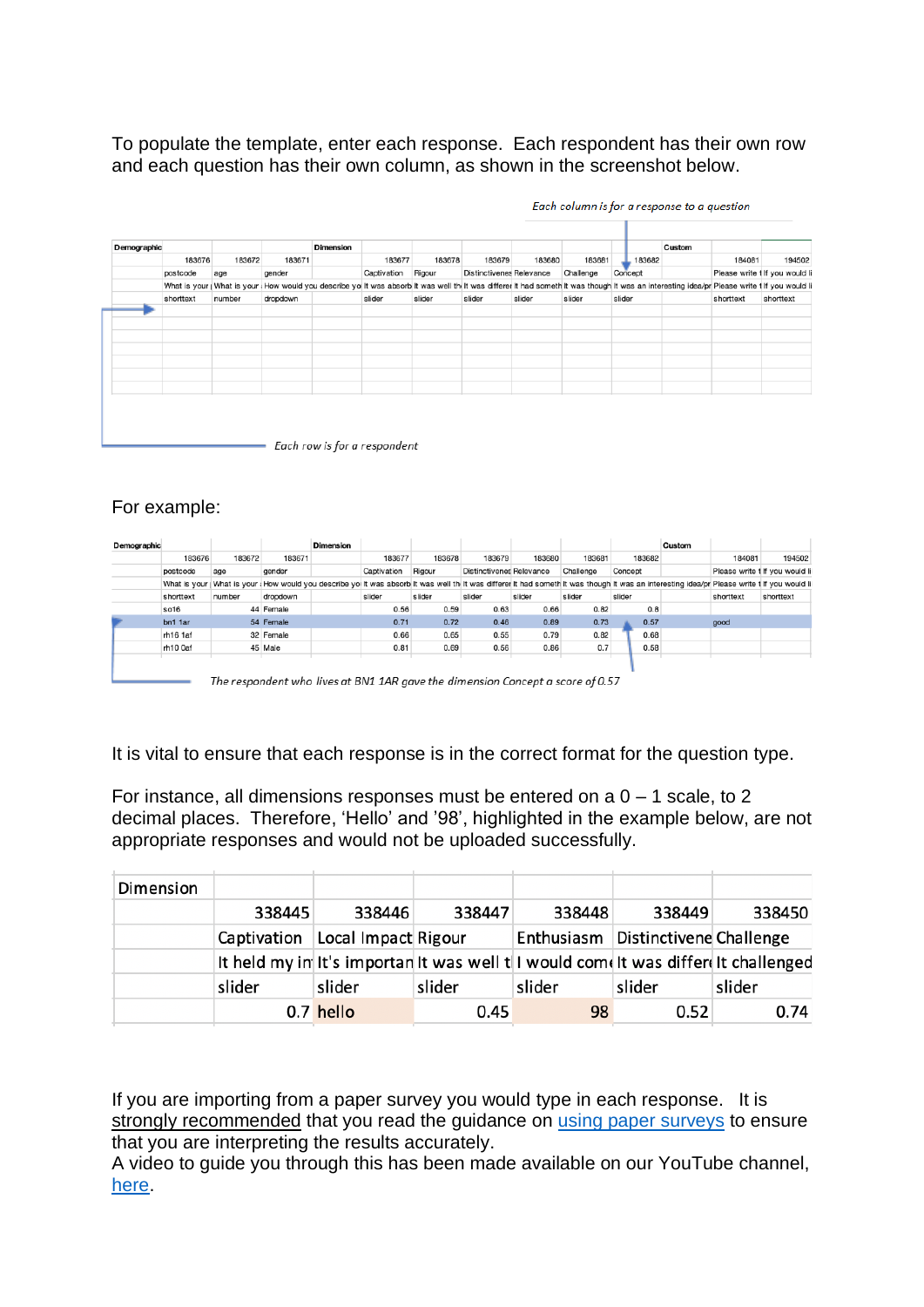To populate the template, enter each response. Each respondent has their own row and each question has their own column, as shown in the screenshot below.

*Each column is for a response to a question*

| Demographic | | | Dimension | | | | | | | Custom | |
|---|---|---|---|---|---|---|---|---|---|---|---|
| | 183676 | 183672 | 183671 | 183677 | 183678 | 183679 | 183680 | 183681 | 183682 | 184081 | 194502 |
| | postcode | age | gender | Captivation | Rigour | Distinctiveness | Relevance | Challenge | Concept | | Please write 1 | If you would li |
| | What is your | What is your | How would you describe yo | It was absorb | It was well th | It was differer | It had someth | It was though | It was an interesting idea/pr | Please write 1 | If you would li |
| | shorttext | number | dropdown | slider | slider | slider | slider | slider | slider | shorttext | shorttext |

*Each row is for a respondent*

For example:

| Demographic | | | Dimension | | | | | | | Custom | |
|---|---|---|---|---|---|---|---|---|---|---|---|
| 183676 | 183672 | 183671 | | 183677 | 183678 | 183679 | 183680 | 183681 | 183682 | 184081 | 194502 |
| postcode | age | gender | | Captivation | Rigour | Distinctiveness | Relevance | Challenge | Concept | Please write 1 | If you would li |
| What is your | What is your | How would you describe yo | | It was absorb | It was well th | It was differer | It had someth | It was though | It was an interesting idea/pr | Please write 1 | If you would li |
| shorttext | number | dropdown | | slider | slider | slider | slider | slider | slider | shorttext | shorttext |
| so16 | 44 | Female | | 0.56 | 0.59 | 0.63 | 0.66 | 0.82 | 0.8 | | |
| bn1 1ar | 54 | Female | | 0.71 | 0.72 | 0.46 | 0.69 | 0.73 | 0.57 | good | |
| rh16 1af | 32 | Female | | 0.66 | 0.65 | 0.55 | 0.79 | 0.82 | 0.68 | | |
| rh10 0af | 45 | Male | | 0.81 | 0.69 | 0.56 | 0.86 | 0.7 | 0.58 | | |

*The respondent who lives at BN1 1AR gave the dimension Concept a score of 0.57*

It is vital to ensure that each response is in the correct format for the question type.

For instance, all dimensions responses must be entered on a 0 – 1 scale, to 2 decimal places. Therefore, 'Hello' and '98', highlighted in the example below, are not appropriate responses and would not be uploaded successfully.

| Dimension | | | | | | |
|---|---|---|---|---|---|---|
| | 338445 | 338446 | 338447 | 338448 | 338449 | 338450 |
| | Captivation | Local Impact | Rigour | Enthusiasm | Distinctivene | Challenge |
| | It held my in | It's importan | It was well t | I would com | It was differ | It challenged |
| | slider | slider | slider | slider | slider | slider |
| | 0.7 | hello | 0.45 | 98 | 0.52 | 0.74 |

If you are importing from a paper survey you would type in each response. It is strongly recommended that you read the guidance on using paper surveys to ensure that you are interpreting the results accurately.
A video to guide you through this has been made available on our YouTube channel, here.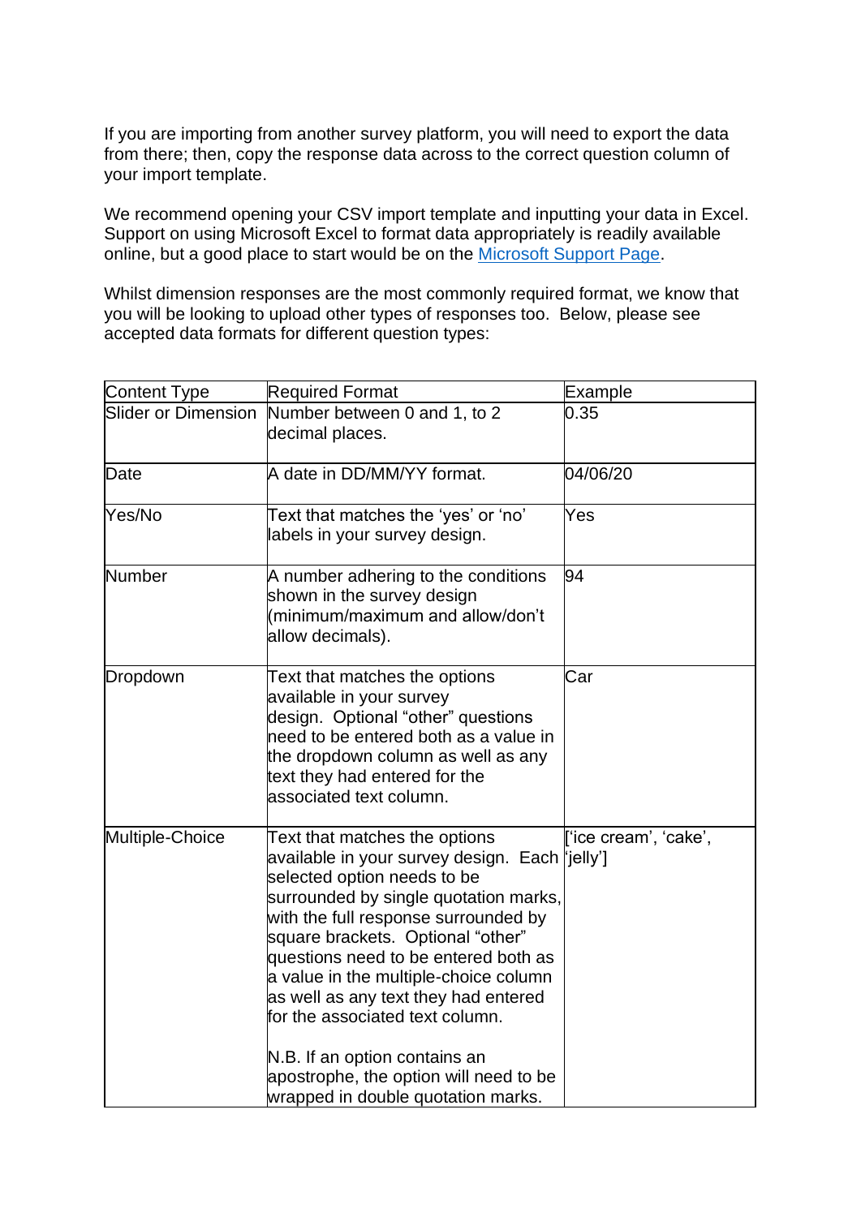If you are importing from another survey platform, you will need to export the data from there; then, copy the response data across to the correct question column of your import template.

We recommend opening your CSV import template and inputting your data in Excel. Support on using Microsoft Excel to format data appropriately is readily available online, but a good place to start would be on the [Microsoft Support Page](https://support.microsoft.com).

Whilst dimension responses are the most commonly required format, we know that you will be looking to upload other types of responses too. Below, please see accepted data formats for different question types:

| Content Type | Required Format | Example |
| --- | --- | --- |
| Slider or Dimension | Number between 0 and 1, to 2 decimal places. | 0.35 |
| Date | A date in DD/MM/YY format. | 04/06/20 |
| Yes/No | Text that matches the 'yes' or 'no' labels in your survey design. | Yes |
| Number | A number adhering to the conditions shown in the survey design (minimum/maximum and allow/don't allow decimals). | 94 |
| Dropdown | Text that matches the options available in your survey design. Optional "other" questions need to be entered both as a value in the dropdown column as well as any text they had entered for the associated text column. | Car |
| Multiple-Choice | Text that matches the options available in your survey design. Each selected option needs to be surrounded by single quotation marks, with the full response surrounded by square brackets. Optional "other" questions need to be entered both as a value in the multiple-choice column as well as any text they had entered for the associated text column.<br><br>N.B. If an option contains an apostrophe, the option will need to be wrapped in double quotation marks. | ['ice cream', 'cake', 'jelly'] |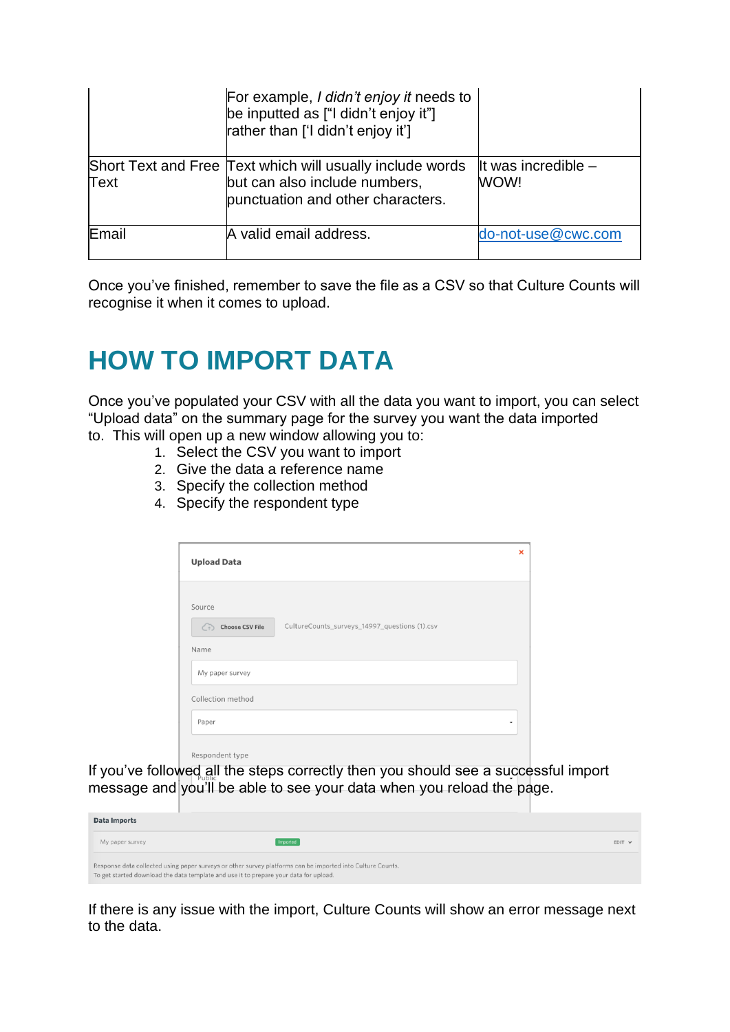|  | For example, *I didn't enjoy it* needs to be inputted as ["I didn't enjoy it"] rather than ['I didn't enjoy it'] |  |
|---|---|---|
| Short Text and Free Text | Text which will usually include words but can also include numbers, punctuation and other characters. | It was incredible – WOW! |
| Email | A valid email address. | do-not-use@cwc.com |

Once you've finished, remember to save the file as a CSV so that Culture Counts will recognise it when it comes to upload.

# HOW TO IMPORT DATA

Once you've populated your CSV with all the data you want to import, you can select "Upload data" on the summary page for the survey you want the data imported to. This will open up a new window allowing you to:

1. Select the CSV you want to import
2. Give the data a reference name
3. Specify the collection method
4. Specify the respondent type

If you've followed all the steps correctly then you should see a successful import message and you'll be able to see your data when you reload the page.

If there is any issue with the import, Culture Counts will show an error message next to the data.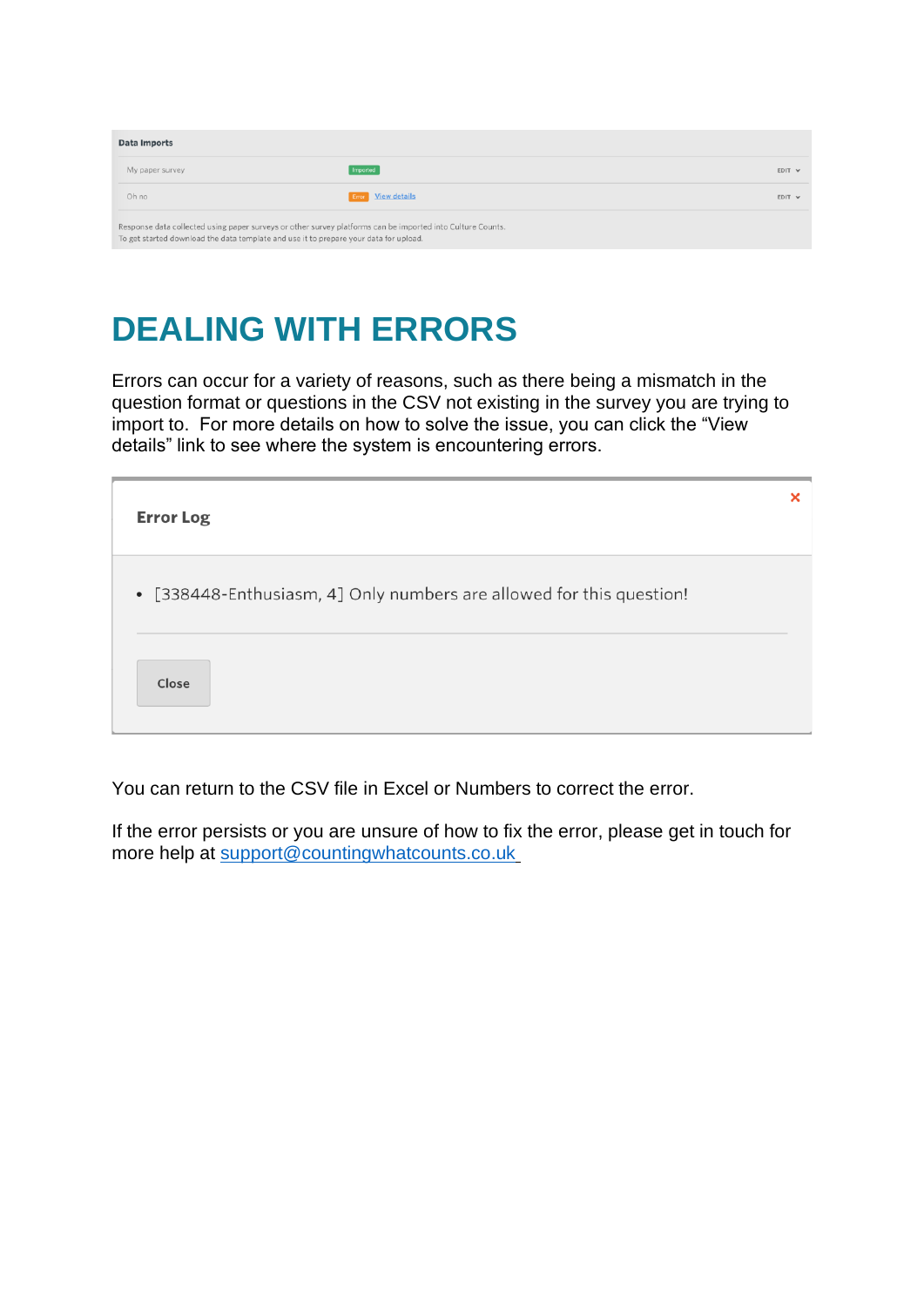Data Imports

| | | |
|---|---|---|
| My paper survey | Imported | EDIT |
| Oh no | Error View details | EDIT |

Response data collected using paper surveys or other survey platforms can be imported into Culture Counts.
To get started download the data template and use it to prepare your data for upload.

# DEALING WITH ERRORS

Errors can occur for a variety of reasons, such as there being a mismatch in the question format or questions in the CSV not existing in the survey you are trying to import to. For more details on how to solve the issue, you can click the “View details” link to see where the system is encountering errors.

**Error Log**

- [338448-Enthusiasm, 4] Only numbers are allowed for this question!

Close

You can return to the CSV file in Excel or Numbers to correct the error.

If the error persists or you are unsure of how to fix the error, please get in touch for more help at support@countingwhatcounts.co.uk